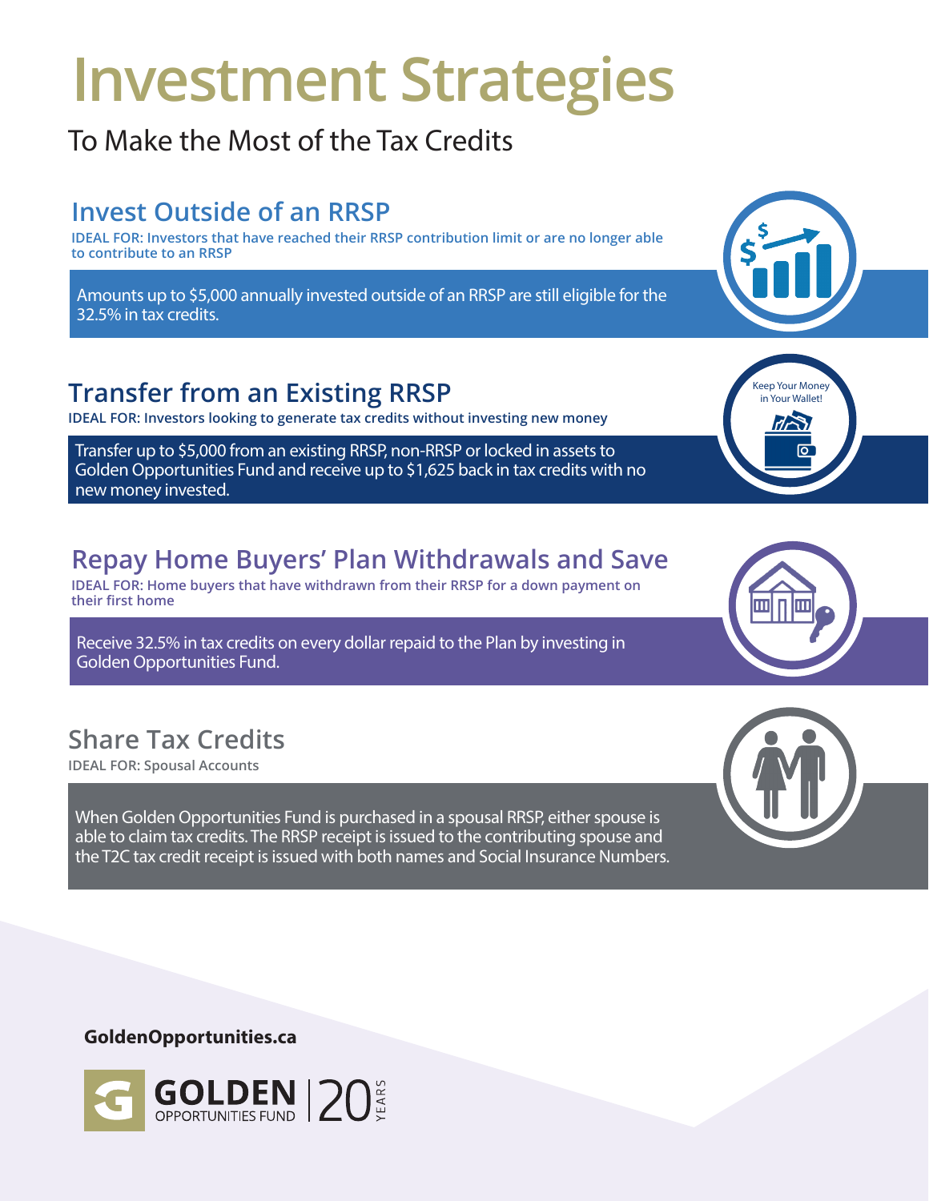# Investment Strategies

To Make the Most of the Tax Credits

## Invest Outside of an RRSP

**IDEAL FOR: Investors that have reached their RRSP contribution limit or are no longer able to contribute to an RRSP**

Amounts up to $5,000 annually invested outside of an RRSP are still eligible for the 32.5% in tax credits.

## Transfer from an Existing RRSP

**IDEAL FOR: Investors looking to generate tax credits without investing new money**

Transfer up to $5,000 from an existing RRSP, non-RRSP or locked in assets to Golden Opportunities Fund and receive up to $1,625 back in tax credits with no new money invested.

Keep Your Money in Your Wallet!

## Repay Home Buyers' Plan Withdrawals and Save

**IDEAL FOR: Home buyers that have withdrawn from their RRSP for a down payment on their first home**

Receive 32.5% in tax credits on every dollar repaid to the Plan by investing in Golden Opportunities Fund.

## Share Tax Credits

**IDEAL FOR: Spousal Accounts**

When Golden Opportunities Fund is purchased in a spousal RRSP, either spouse is able to claim tax credits. The RRSP receipt is issued to the contributing spouse and the T2C tax credit receipt is issued with both names and Social Insurance Numbers.

**GoldenOpportunities.ca**

GOLDEN OPPORTUNITIES FUND | 20 YEARS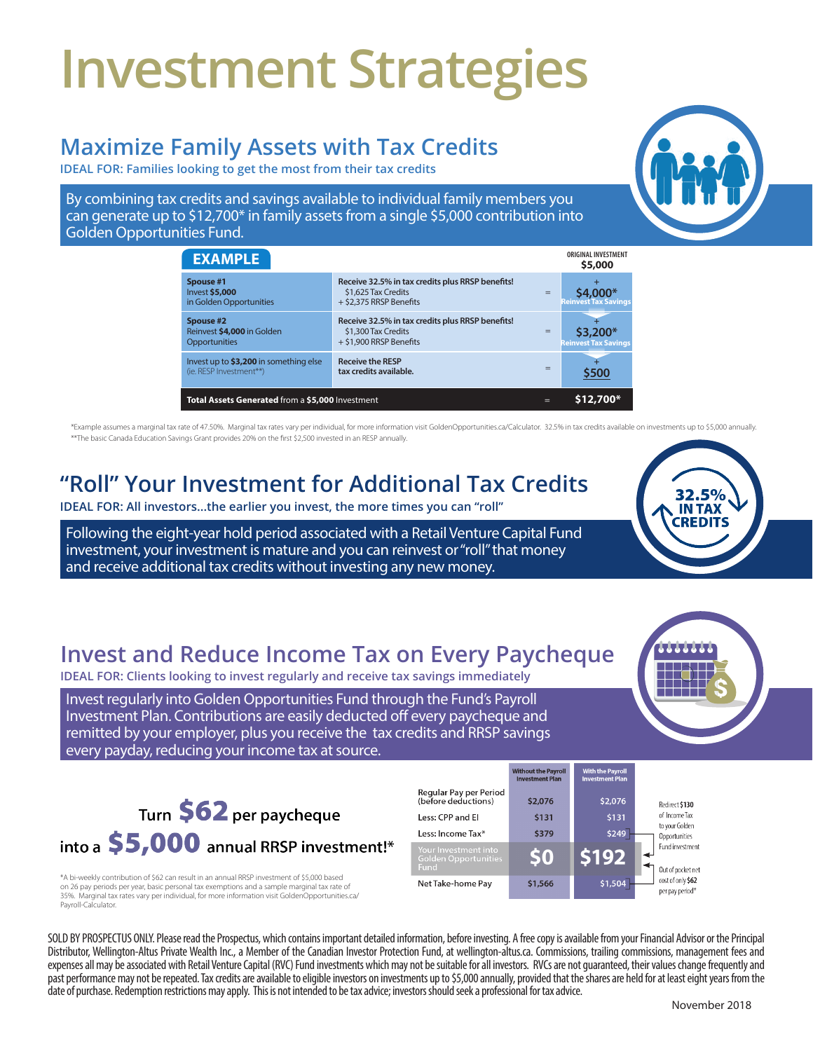# Investment Strategies

## Maximize Family Assets with Tax Credits

**IDEAL FOR: Families looking to get the most from their tax credits**

By combining tax credits and savings available to individual family members you can generate up to $12,700* in family assets from a single $5,000 contribution into Golden Opportunities Fund.

**EXAMPLE**

| | | | ORIGINAL INVESTMENT $5,000 |
|---|---|---|---|
| **Spouse #1** Invest **$5,000** in Golden Opportunities | **Receive 32.5% in tax credits plus RRSP benefits!** $1,625 Tax Credits + $2,375 RRSP Benefits | = | + $4,000* Reinvest Tax Savings |
| **Spouse #2** Reinvest **$4,000** in Golden Opportunities | **Receive 32.5% in tax credits plus RRSP benefits!** $1,300 Tax Credits + $1,900 RRSP Benefits | = | + $3,200* Reinvest Tax Savings |
| Invest up to **$3,200** in something else (ie. RESP Investment**) | **Receive the RESP tax credits available.** | = | + $500 |
| **Total Assets Generated** from a **$5,000** Investment | | = | **$12,700*** |

*Example assumes a marginal tax rate of 47.50%. Marginal tax rates vary per individual, for more information visit GoldenOpportunities.ca/Calculator. 32.5% in tax credits available on investments up to $5,000 annually.
**The basic Canada Education Savings Grant provides 20% on the first $2,500 invested in an RESP annually.

## "Roll" Your Investment for Additional Tax Credits

**IDEAL FOR: All investors...the earlier you invest, the more times you can "roll"**

32.5% IN TAX CREDITS

Following the eight-year hold period associated with a Retail Venture Capital Fund investment, your investment is mature and you can reinvest or "roll" that money and receive additional tax credits without investing any new money.

## Invest and Reduce Income Tax on Every Paycheque

**IDEAL FOR: Clients looking to invest regularly and receive tax savings immediately**

Invest regularly into Golden Opportunities Fund through the Fund's Payroll Investment Plan. Contributions are easily deducted off every paycheque and remitted by your employer, plus you receive the tax credits and RRSP savings every payday, reducing your income tax at source.

**Turn $62 per paycheque into a $5,000 annual RRSP investment!***

| | Without the Payroll Investment Plan | With the Payroll Investment Plan |
|---|---|---|
| Regular Pay per Period (before deductions) | $2,076 | $2,076 |
| Less: CPP and EI | $131 | $131 |
| Less: Income Tax* | $379 | $249 |
| Your Investment into Golden Opportunities Fund | $0 | $192 |
| Net Take-home Pay | $1,566 | $1,504 |

Redirect **$130** of Income Tax to your Golden Opportunities Fund investment

Out of pocket net cost of only **$62** per pay period*

*A bi-weekly contribution of $62 can result in an annual RRSP investment of $5,000 based on 26 pay periods per year, basic personal tax exemptions and a sample marginal tax rate of 35%. Marginal tax rates vary per individual, for more information visit GoldenOpportunities.ca/Payroll-Calculator.

SOLD BY PROSPECTUS ONLY. Please read the Prospectus, which contains important detailed information, before investing. A free copy is available from your Financial Advisor or the Principal Distributor, Wellington-Altus Private Wealth Inc., a Member of the Canadian Investor Protection Fund, at wellington-altus.ca. Commissions, trailing commissions, management fees and expenses all may be associated with Retail Venture Capital (RVC) Fund investments which may not be suitable for all investors. RVCs are not guaranteed, their values change frequently and past performance may not be repeated. Tax credits are available to eligible investors on investments up to $5,000 annually, provided that the shares are held for at least eight years from the date of purchase. Redemption restrictions may apply. This is not intended to be tax advice; investors should seek a professional for tax advice.

November 2018